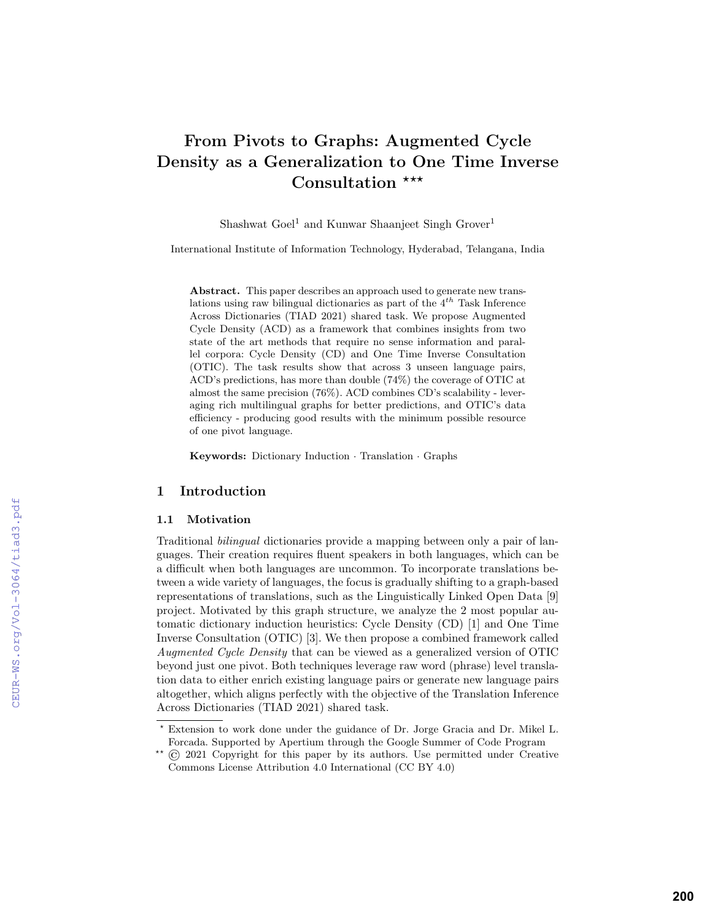# From Pivots to Graphs: Augmented Cycle Density as a Generalization to One Time Inverse Consultation ⋆⋆⋆

Shashwat Goel[1] and Kunwar Shaanjeet Singh Grover[1]

[1] International Institute of Information Technology, Hyderabad, Telangana, India

**Abstract.** This paper describes an approach used to generate new translations using raw bilingual dictionaries as part of the $4^{th}$ Task Inference Across Dictionaries (TIAD 2021) shared task. We propose Augmented Cycle Density (ACD) as a framework that combines insights from two state of the art methods that require no sense information and parallel corpora: Cycle Density (CD) and One Time Inverse Consultation (OTIC). The task results show that across 3 unseen language pairs, ACD's predictions, has more than double (74%) the coverage of OTIC at almost the same precision (76%). ACD combines CD's scalability - leveraging rich multilingual graphs for better predictions, and OTIC's data efficiency - producing good results with the minimum possible resource of one pivot language.

**Keywords:** Dictionary Induction · Translation · Graphs

## 1 Introduction

### 1.1 Motivation

Traditional *bilingual* dictionaries provide a mapping between only a pair of languages. Their creation requires fluent speakers in both languages, which can be a difficult when both languages are uncommon. To incorporate translations between a wide variety of languages, the focus is gradually shifting to a graph-based representations of translations, such as the Linguistically Linked Open Data [9] project. Motivated by this graph structure, we analyze the 2 most popular automatic dictionary induction heuristics: Cycle Density (CD) [1] and One Time Inverse Consultation (OTIC) [3]. We then propose a combined framework called *Augmented Cycle Density* that can be viewed as a generalized version of OTIC beyond just one pivot. Both techniques leverage raw word (phrase) level translation data to either enrich existing language pairs or generate new language pairs altogether, which aligns perfectly with the objective of the Translation Inference Across Dictionaries (TIAD 2021) shared task.

⋆ Extension to work done under the guidance of Dr. Jorge Gracia and Dr. Mikel L. Forcada. Supported by Apertium through the Google Summer of Code Program

⋆⋆ © 2021 Copyright for this paper by its authors. Use permitted under Creative Commons License Attribution 4.0 International (CC BY 4.0)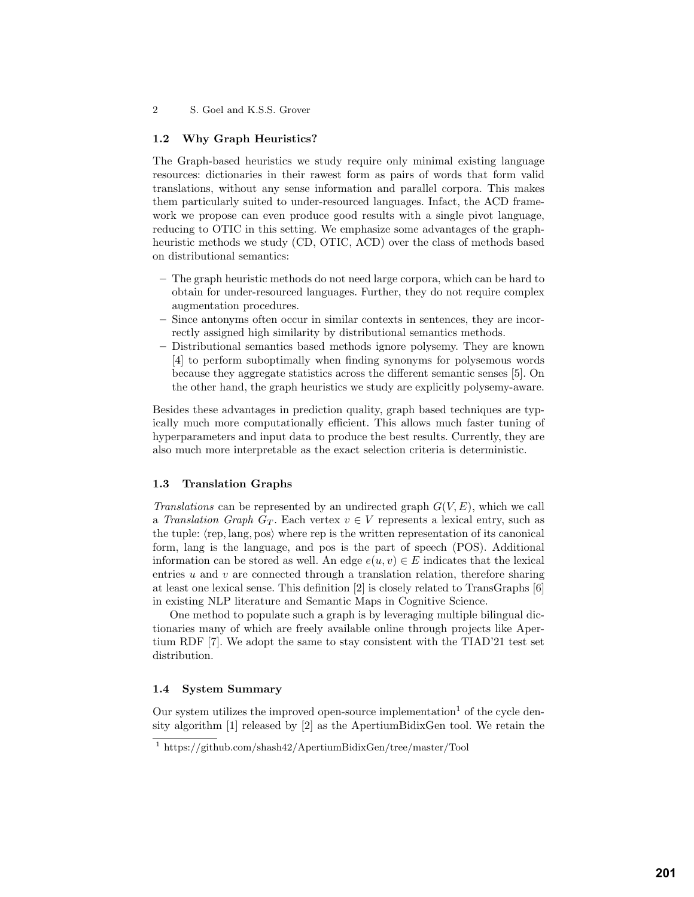### 1.2 Why Graph Heuristics?

The Graph-based heuristics we study require only minimal existing language resources: dictionaries in their rawest form as pairs of words that form valid translations, without any sense information and parallel corpora. This makes them particularly suited to under-resourced languages. Infact, the ACD framework we propose can even produce good results with a single pivot language, reducing to OTIC in this setting. We emphasize some advantages of the graph-heuristic methods we study (CD, OTIC, ACD) over the class of methods based on distributional semantics:

- The graph heuristic methods do not need large corpora, which can be hard to obtain for under-resourced languages. Further, they do not require complex augmentation procedures.
- Since antonyms often occur in similar contexts in sentences, they are incorrectly assigned high similarity by distributional semantics methods.
- Distributional semantics based methods ignore polysemy. They are known [4] to perform suboptimally when finding synonyms for polysemous words because they aggregate statistics across the different semantic senses [5]. On the other hand, the graph heuristics we study are explicitly polysemy-aware.

Besides these advantages in prediction quality, graph based techniques are typically much more computationally efficient. This allows much faster tuning of hyperparameters and input data to produce the best results. Currently, they are also much more interpretable as the exact selection criteria is deterministic.

### 1.3 Translation Graphs

*Translations* can be represented by an undirected graph $G(V, E)$, which we call a *Translation Graph* $G_T$. Each vertex $v \in V$ represents a lexical entry, such as the tuple: $\langle \text{rep}, \text{lang}, \text{pos} \rangle$ where rep is the written representation of its canonical form, lang is the language, and pos is the part of speech (POS). Additional information can be stored as well. An edge $e(u, v) \in E$ indicates that the lexical entries $u$ and $v$ are connected through a translation relation, therefore sharing at least one lexical sense. This definition [2] is closely related to TransGraphs [6] in existing NLP literature and Semantic Maps in Cognitive Science.

One method to populate such a graph is by leveraging multiple bilingual dictionaries many of which are freely available online through projects like Apertium RDF [7]. We adopt the same to stay consistent with the TIAD'21 test set distribution.

### 1.4 System Summary

Our system utilizes the improved open-source implementation[1] of the cycle density algorithm [1] released by [2] as the ApertiumBidixGen tool. We retain the

[1] https://github.com/shash42/ApertiumBidixGen/tree/master/Tool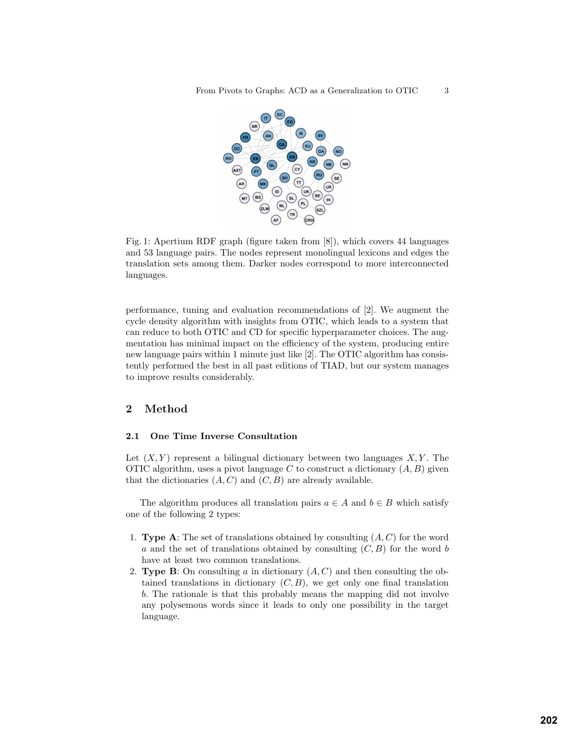Fig. 1: Apertium RDF graph (figure taken from [8]), which covers 44 languages and 53 language pairs. The nodes represent monolingual lexicons and edges the translation sets among them. Darker nodes correspond to more interconnected languages.

performance, tuning and evaluation recommendations of [2]. We augment the cycle density algorithm with insights from OTIC, which leads to a system that can reduce to both OTIC and CD for specific hyperparameter choices. The augmentation has minimal impact on the efficiency of the system, producing entire new language pairs within 1 minute just like [2]. The OTIC algorithm has consistently performed the best in all past editions of TIAD, but our system manages to improve results considerably.

## 2 Method

### 2.1 One Time Inverse Consultation

Let $(X, Y)$ represent a bilingual dictionary between two languages $X, Y$. The OTIC algorithm, uses a pivot language $C$ to construct a dictionary $(A, B)$ given that the dictionaries $(A, C)$ and $(C, B)$ are already available.

The algorithm produces all translation pairs $a \in A$ and $b \in B$ which satisfy one of the following 2 types:

1. **Type A**: The set of translations obtained by consulting $(A, C)$ for the word $a$ and the set of translations obtained by consulting $(C, B)$ for the word $b$ have at least two common translations.
2. **Type B**: On consulting $a$ in dictionary $(A, C)$ and then consulting the obtained translations in dictionary $(C, B)$, we get only one final translation $b$. The rationale is that this probably means the mapping did not involve any polysemous words since it leads to only one possibility in the target language.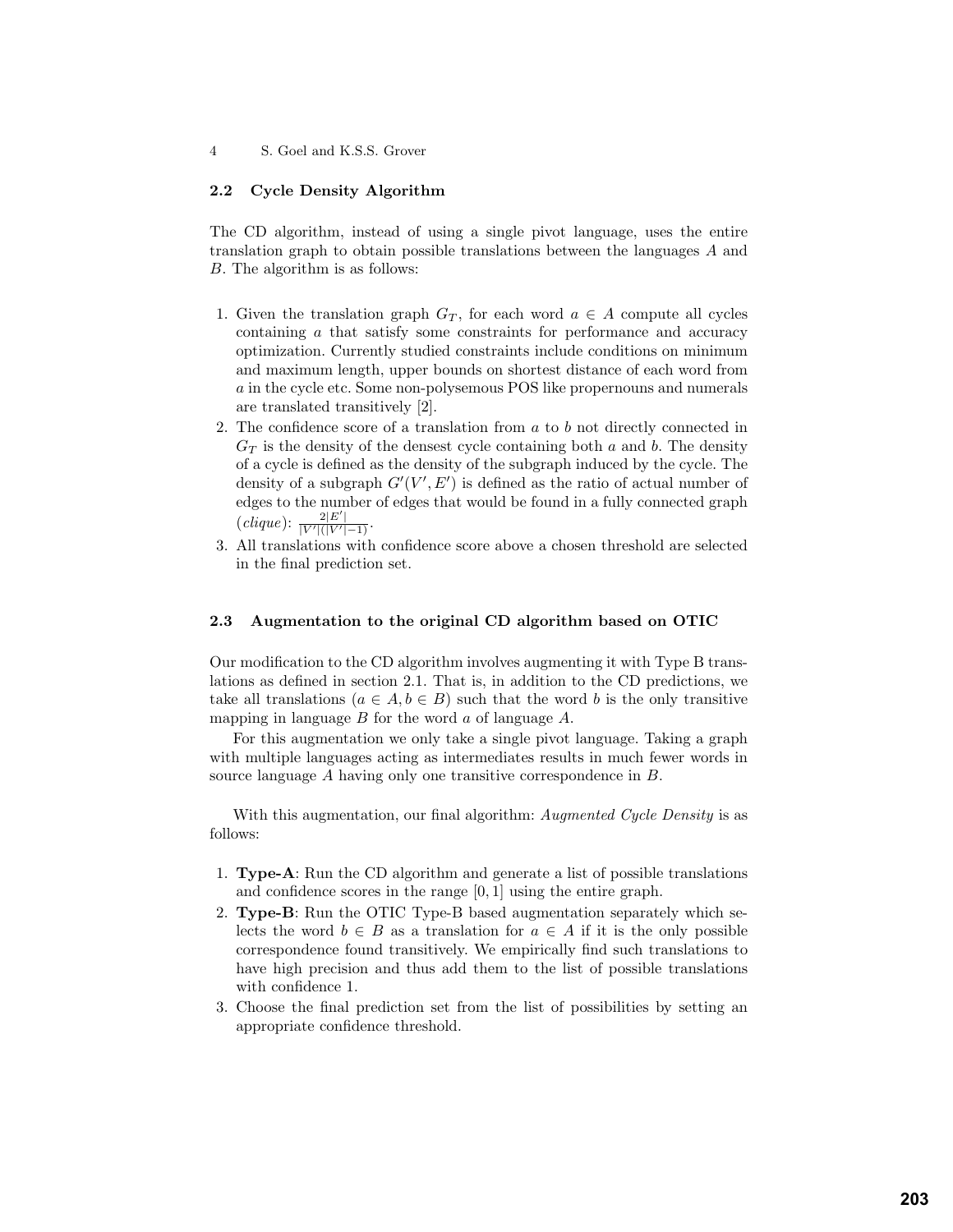### 2.2 Cycle Density Algorithm

The CD algorithm, instead of using a single pivot language, uses the entire translation graph to obtain possible translations between the languages $A$ and $B$. The algorithm is as follows:

1. Given the translation graph $G_T$, for each word $a \in A$ compute all cycles containing $a$ that satisfy some constraints for performance and accuracy optimization. Currently studied constraints include conditions on minimum and maximum length, upper bounds on shortest distance of each word from $a$ in the cycle etc. Some non-polysemous POS like propernouns and numerals are translated transitively [2].
2. The confidence score of a translation from $a$ to $b$ not directly connected in $G_T$ is the density of the densest cycle containing both $a$ and $b$. The density of a cycle is defined as the density of the subgraph induced by the cycle. The density of a subgraph $G'(V', E')$ is defined as the ratio of actual number of edges to the number of edges that would be found in a fully connected graph (*clique*): $\frac{2|E'|}{|V'|(|V'|-1)}$.
3. All translations with confidence score above a chosen threshold are selected in the final prediction set.

### 2.3 Augmentation to the original CD algorithm based on OTIC

Our modification to the CD algorithm involves augmenting it with Type B translations as defined in section 2.1. That is, in addition to the CD predictions, we take all translations $(a \in A, b \in B)$ such that the word $b$ is the only transitive mapping in language $B$ for the word $a$ of language $A$.

For this augmentation we only take a single pivot language. Taking a graph with multiple languages acting as intermediates results in much fewer words in source language $A$ having only one transitive correspondence in $B$.

With this augmentation, our final algorithm: *Augmented Cycle Density* is as follows:

1. **Type-A**: Run the CD algorithm and generate a list of possible translations and confidence scores in the range $[0, 1]$ using the entire graph.
2. **Type-B**: Run the OTIC Type-B based augmentation separately which selects the word $b \in B$ as a translation for $a \in A$ if it is the only possible correspondence found transitively. We empirically find such translations to have high precision and thus add them to the list of possible translations with confidence 1.
3. Choose the final prediction set from the list of possibilities by setting an appropriate confidence threshold.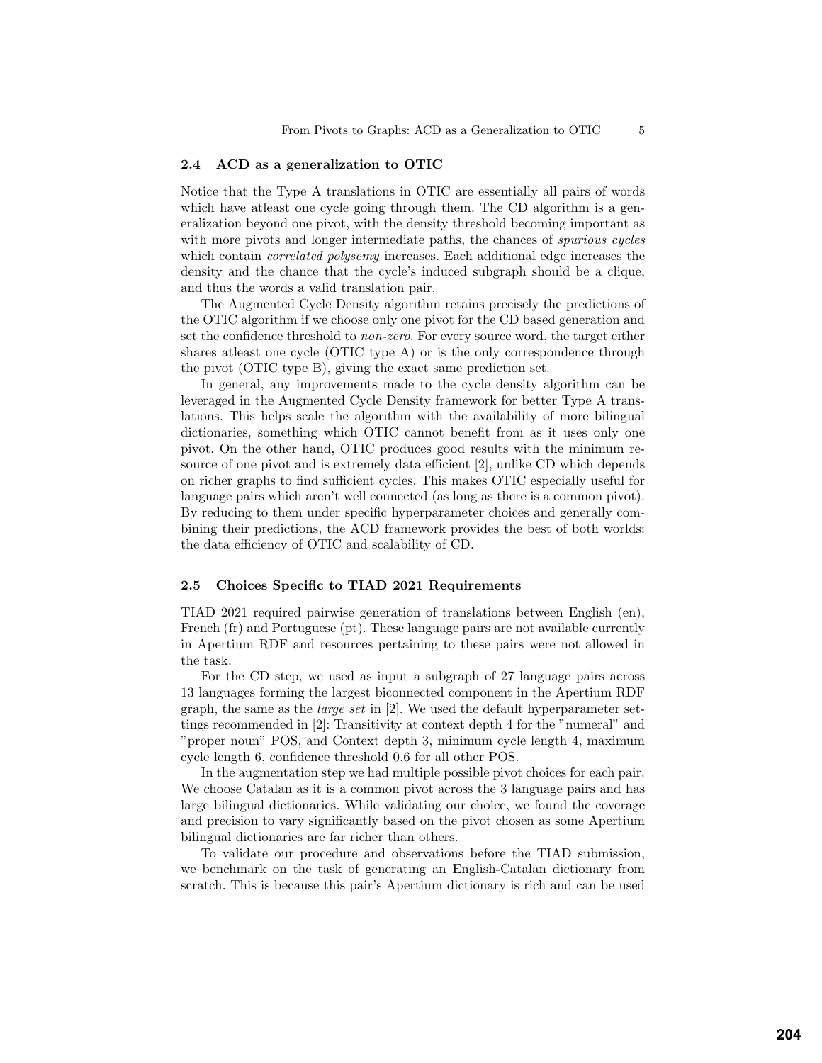### 2.4 ACD as a generalization to OTIC

Notice that the Type A translations in OTIC are essentially all pairs of words which have atleast one cycle going through them. The CD algorithm is a generalization beyond one pivot, with the density threshold becoming important as with more pivots and longer intermediate paths, the chances of *spurious cycles* which contain *correlated polysemy* increases. Each additional edge increases the density and the chance that the cycle's induced subgraph should be a clique, and thus the words a valid translation pair.

The Augmented Cycle Density algorithm retains precisely the predictions of the OTIC algorithm if we choose only one pivot for the CD based generation and set the confidence threshold to *non-zero*. For every source word, the target either shares atleast one cycle (OTIC type A) or is the only correspondence through the pivot (OTIC type B), giving the exact same prediction set.

In general, any improvements made to the cycle density algorithm can be leveraged in the Augmented Cycle Density framework for better Type A translations. This helps scale the algorithm with the availability of more bilingual dictionaries, something which OTIC cannot benefit from as it uses only one pivot. On the other hand, OTIC produces good results with the minimum resource of one pivot and is extremely data efficient [2], unlike CD which depends on richer graphs to find sufficient cycles. This makes OTIC especially useful for language pairs which aren't well connected (as long as there is a common pivot). By reducing to them under specific hyperparameter choices and generally combining their predictions, the ACD framework provides the best of both worlds: the data efficiency of OTIC and scalability of CD.

### 2.5 Choices Specific to TIAD 2021 Requirements

TIAD 2021 required pairwise generation of translations between English (en), French (fr) and Portuguese (pt). These language pairs are not available currently in Apertium RDF and resources pertaining to these pairs were not allowed in the task.

For the CD step, we used as input a subgraph of 27 language pairs across 13 languages forming the largest biconnected component in the Apertium RDF graph, the same as the *large set* in [2]. We used the default hyperparameter settings recommended in [2]: Transitivity at context depth 4 for the "numeral" and "proper noun" POS, and Context depth 3, minimum cycle length 4, maximum cycle length 6, confidence threshold 0.6 for all other POS.

In the augmentation step we had multiple possible pivot choices for each pair. We choose Catalan as it is a common pivot across the 3 language pairs and has large bilingual dictionaries. While validating our choice, we found the coverage and precision to vary significantly based on the pivot chosen as some Apertium bilingual dictionaries are far richer than others.

To validate our procedure and observations before the TIAD submission, we benchmark on the task of generating an English-Catalan dictionary from scratch. This is because this pair's Apertium dictionary is rich and can be used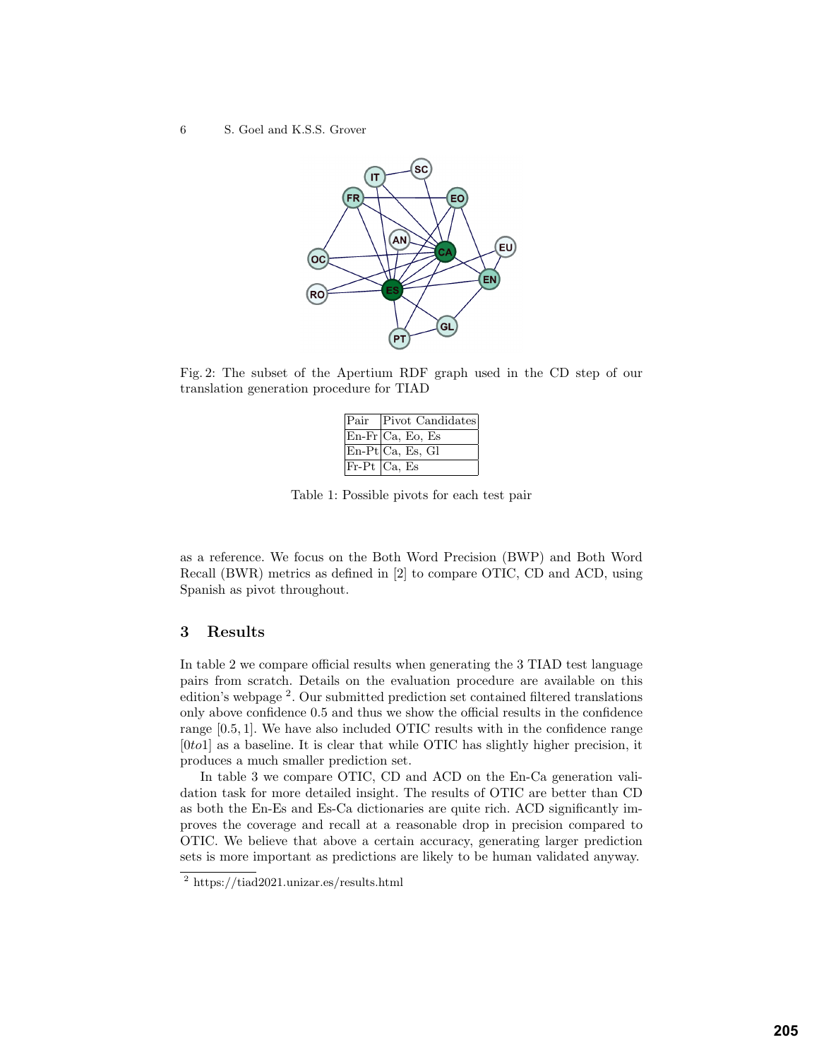Fig. 2: The subset of the Apertium RDF graph used in the CD step of our translation generation procedure for TIAD

| Pair | Pivot Candidates |
|---|---|
| En-Fr | Ca, Eo, Es |
| En-Pt | Ca, Es, Gl |
| Fr-Pt | Ca, Es |

Table 1: Possible pivots for each test pair

as a reference. We focus on the Both Word Precision (BWP) and Both Word Recall (BWR) metrics as defined in [2] to compare OTIC, CD and ACD, using Spanish as pivot throughout.

## 3 Results

In table 2 we compare official results when generating the 3 TIAD test language pairs from scratch. Details on the evaluation procedure are available on this edition's webpage [2]. Our submitted prediction set contained filtered translations only above confidence 0.5 and thus we show the official results in the confidence range $[0.5, 1]$. We have also included OTIC results with in the confidence range $[0to1]$ as a baseline. It is clear that while OTIC has slightly higher precision, it produces a much smaller prediction set.

In table 3 we compare OTIC, CD and ACD on the En-Ca generation validation task for more detailed insight. The results of OTIC are better than CD as both the En-Es and Es-Ca dictionaries are quite rich. ACD significantly improves the coverage and recall at a reasonable drop in precision compared to OTIC. We believe that above a certain accuracy, generating larger prediction sets is more important as predictions are likely to be human validated anyway.

[2] https://tiad2021.unizar.es/results.html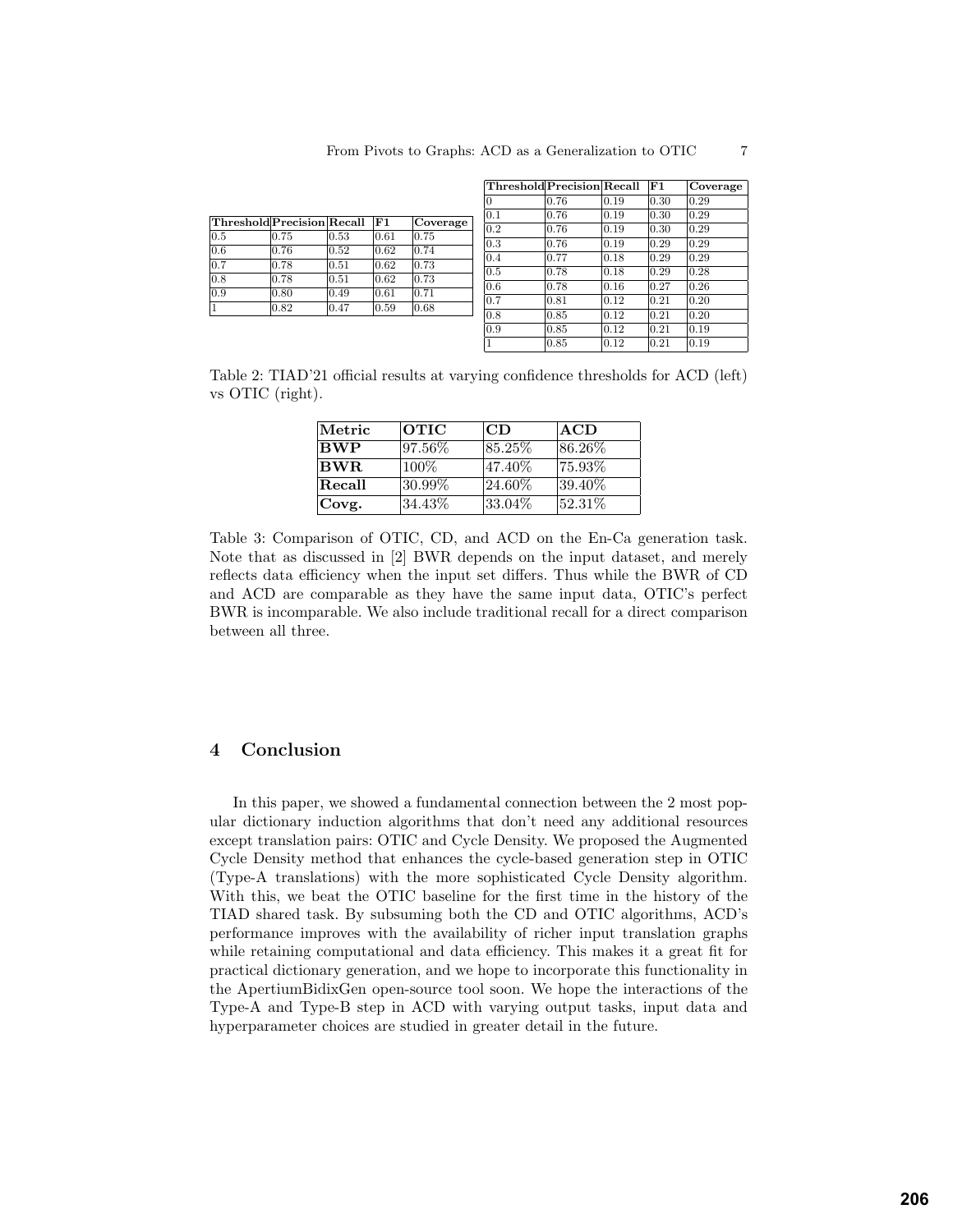| Threshold | Precision | Recall | F1 | Coverage |
|---|---|---|---|---|
| 0.5 | 0.75 | 0.53 | 0.61 | 0.75 |
| 0.6 | 0.76 | 0.52 | 0.62 | 0.74 |
| 0.7 | 0.78 | 0.51 | 0.62 | 0.73 |
| 0.8 | 0.78 | 0.51 | 0.62 | 0.73 |
| 0.9 | 0.80 | 0.49 | 0.61 | 0.71 |
| 1 | 0.82 | 0.47 | 0.59 | 0.68 |

| Threshold | Precision | Recall | F1 | Coverage |
|---|---|---|---|---|
| 0 | 0.76 | 0.19 | 0.30 | 0.29 |
| 0.1 | 0.76 | 0.19 | 0.30 | 0.29 |
| 0.2 | 0.76 | 0.19 | 0.30 | 0.29 |
| 0.3 | 0.76 | 0.19 | 0.29 | 0.29 |
| 0.4 | 0.77 | 0.18 | 0.29 | 0.29 |
| 0.5 | 0.78 | 0.18 | 0.29 | 0.28 |
| 0.6 | 0.78 | 0.16 | 0.27 | 0.26 |
| 0.7 | 0.81 | 0.12 | 0.21 | 0.20 |
| 0.8 | 0.85 | 0.12 | 0.21 | 0.20 |
| 0.9 | 0.85 | 0.12 | 0.21 | 0.19 |
| 1 | 0.85 | 0.12 | 0.21 | 0.19 |

Table 2: TIAD'21 official results at varying confidence thresholds for ACD (left) vs OTIC (right).

| Metric | OTIC | CD | ACD |
|---|---|---|---|
| **BWP** | 97.56% | 85.25% | 86.26% |
| **BWR** | 100% | 47.40% | 75.93% |
| **Recall** | 30.99% | 24.60% | 39.40% |
| **Covg.** | 34.43% | 33.04% | 52.31% |

Table 3: Comparison of OTIC, CD, and ACD on the En-Ca generation task. Note that as discussed in [2] BWR depends on the input dataset, and merely reflects data efficiency when the input set differs. Thus while the BWR of CD and ACD are comparable as they have the same input data, OTIC's perfect BWR is incomparable. We also include traditional recall for a direct comparison between all three.

## 4 Conclusion

In this paper, we showed a fundamental connection between the 2 most popular dictionary induction algorithms that don't need any additional resources except translation pairs: OTIC and Cycle Density. We proposed the Augmented Cycle Density method that enhances the cycle-based generation step in OTIC (Type-A translations) with the more sophisticated Cycle Density algorithm. With this, we beat the OTIC baseline for the first time in the history of the TIAD shared task. By subsuming both the CD and OTIC algorithms, ACD's performance improves with the availability of richer input translation graphs while retaining computational and data efficiency. This makes it a great fit for practical dictionary generation, and we hope to incorporate this functionality in the ApertiumBidixGen open-source tool soon. We hope the interactions of the Type-A and Type-B step in ACD with varying output tasks, input data and hyperparameter choices are studied in greater detail in the future.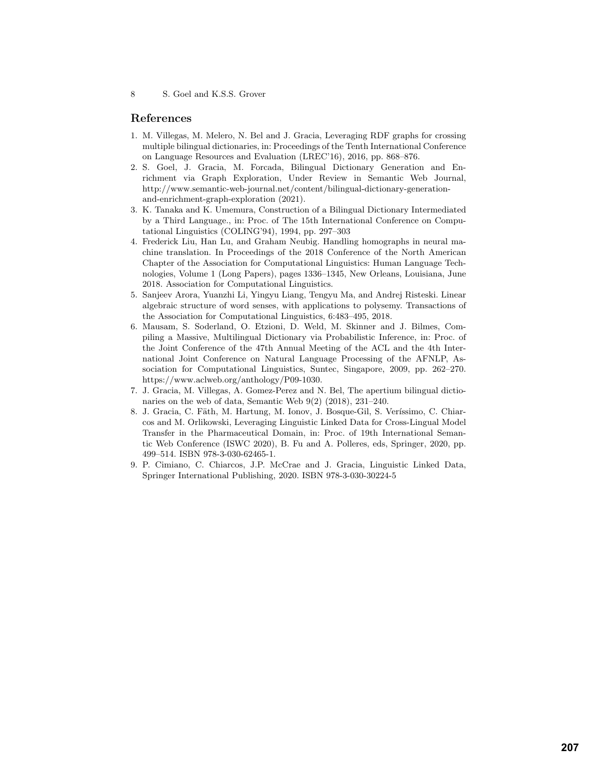## References

1. M. Villegas, M. Melero, N. Bel and J. Gracia, Leveraging RDF graphs for crossing multiple bilingual dictionaries, in: Proceedings of the Tenth International Conference on Language Resources and Evaluation (LREC'16), 2016, pp. 868–876.
2. S. Goel, J. Gracia, M. Forcada, Bilingual Dictionary Generation and Enrichment via Graph Exploration, Under Review in Semantic Web Journal, http://www.semantic-web-journal.net/content/bilingual-dictionary-generation-and-enrichment-graph-exploration (2021).
3. K. Tanaka and K. Umemura, Construction of a Bilingual Dictionary Intermediated by a Third Language., in: Proc. of The 15th International Conference on Computational Linguistics (COLING'94), 1994, pp. 297–303
4. Frederick Liu, Han Lu, and Graham Neubig. Handling homographs in neural machine translation. In Proceedings of the 2018 Conference of the North American Chapter of the Association for Computational Linguistics: Human Language Technologies, Volume 1 (Long Papers), pages 1336–1345, New Orleans, Louisiana, June 2018. Association for Computational Linguistics.
5. Sanjeev Arora, Yuanzhi Li, Yingyu Liang, Tengyu Ma, and Andrej Risteski. Linear algebraic structure of word senses, with applications to polysemy. Transactions of the Association for Computational Linguistics, 6:483–495, 2018.
6. Mausam, S. Soderland, O. Etzioni, D. Weld, M. Skinner and J. Bilmes, Compiling a Massive, Multilingual Dictionary via Probabilistic Inference, in: Proc. of the Joint Conference of the 47th Annual Meeting of the ACL and the 4th International Joint Conference on Natural Language Processing of the AFNLP, Association for Computational Linguistics, Suntec, Singapore, 2009, pp. 262–270. https://www.aclweb.org/anthology/P09-1030.
7. J. Gracia, M. Villegas, A. Gomez-Perez and N. Bel, The apertium bilingual dictionaries on the web of data, Semantic Web 9(2) (2018), 231–240.
8. J. Gracia, C. Fäth, M. Hartung, M. Ionov, J. Bosque-Gil, S. Veríssimo, C. Chiarcos and M. Orlikowski, Leveraging Linguistic Linked Data for Cross-Lingual Model Transfer in the Pharmaceutical Domain, in: Proc. of 19th International Semantic Web Conference (ISWC 2020), B. Fu and A. Polleres, eds, Springer, 2020, pp. 499–514. ISBN 978-3-030-62465-1.
9. P. Cimiano, C. Chiarcos, J.P. McCrae and J. Gracia, Linguistic Linked Data, Springer International Publishing, 2020. ISBN 978-3-030-30224-5